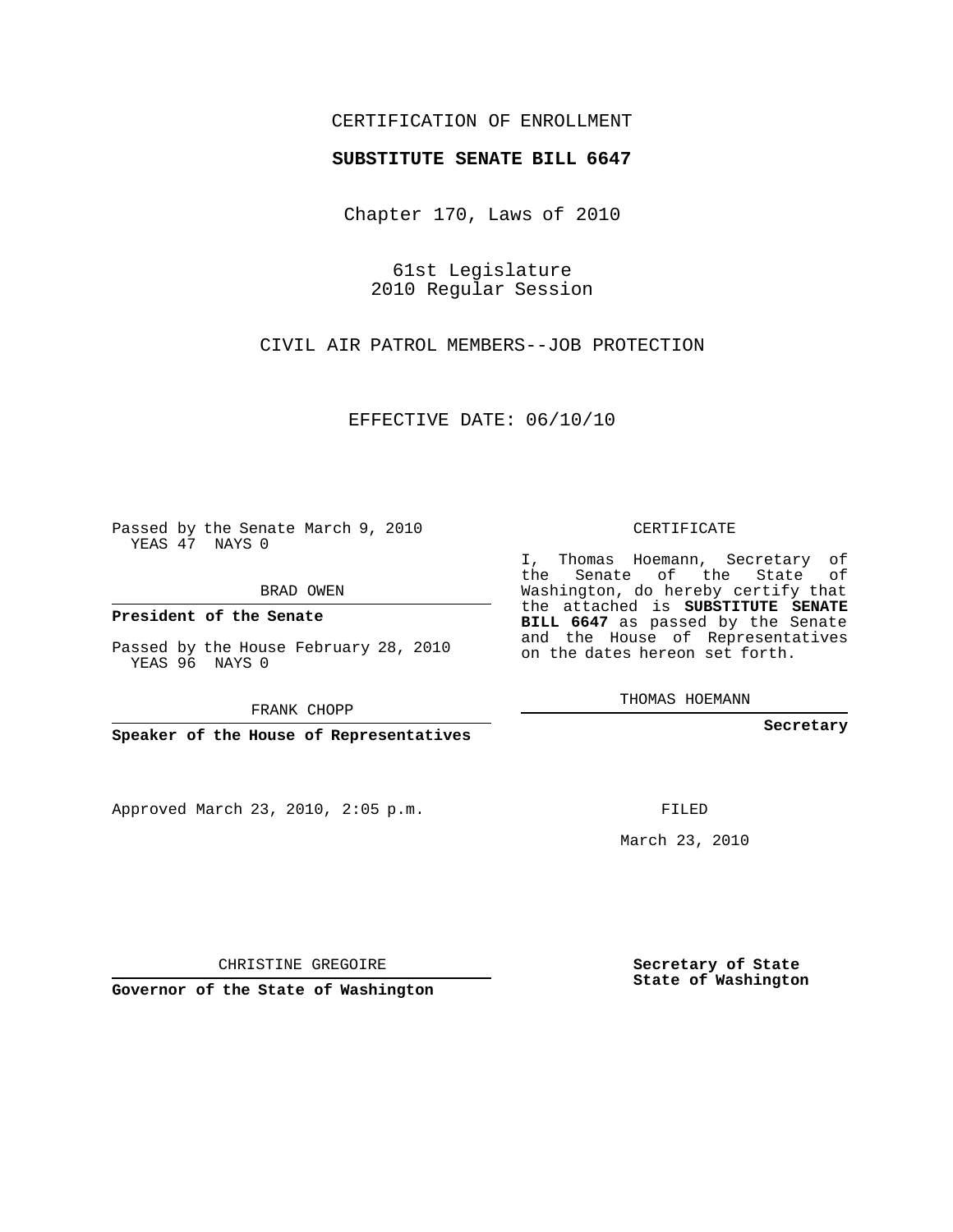CERTIFICATION OF ENROLLMENT

**SUBSTITUTE SENATE BILL 6647**

Chapter 170, Laws of 2010

61st Legislature
2010 Regular Session

CIVIL AIR PATROL MEMBERS--JOB PROTECTION

EFFECTIVE DATE: 06/10/10

Passed by the Senate March 9, 2010
YEAS 47 NAYS 0

BRAD OWEN

**President of the Senate**

Passed by the House February 28, 2010
YEAS 96 NAYS 0

FRANK CHOPP

**Speaker of the House of Representatives**

Approved March 23, 2010, 2:05 p.m.

CHRISTINE GREGOIRE

**Governor of the State of Washington**

CERTIFICATE

I, Thomas Hoemann, Secretary of the Senate of the State of Washington, do hereby certify that the attached is **SUBSTITUTE SENATE BILL 6647** as passed by the Senate and the House of Representatives on the dates hereon set forth.

THOMAS HOEMANN

**Secretary**

FILED

March 23, 2010

**Secretary of State**
**State of Washington**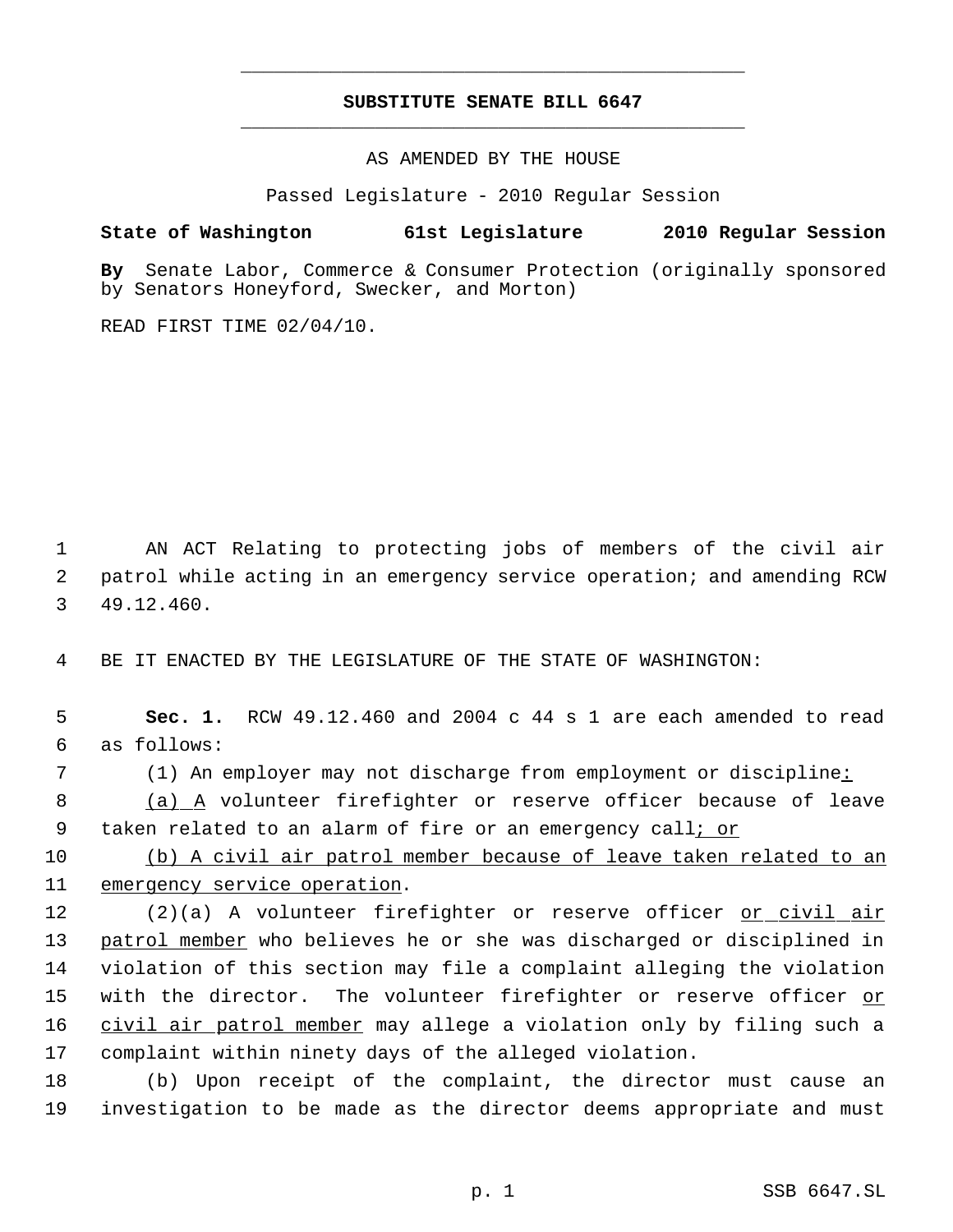**SUBSTITUTE SENATE BILL 6647**

AS AMENDED BY THE HOUSE

Passed Legislature - 2010 Regular Session

**State of Washington 61st Legislature 2010 Regular Session**

**By** Senate Labor, Commerce & Consumer Protection (originally sponsored by Senators Honeyford, Swecker, and Morton)

READ FIRST TIME 02/04/10.

AN ACT Relating to protecting jobs of members of the civil air patrol while acting in an emergency service operation; and amending RCW 49.12.460.

BE IT ENACTED BY THE LEGISLATURE OF THE STATE OF WASHINGTON:

**Sec. 1.** RCW 49.12.460 and 2004 c 44 s 1 are each amended to read as follows:

(1) An employer may not discharge from employment or discipline<u>:</u>

<u>(a) A</u> volunteer firefighter or reserve officer because of leave taken related to an alarm of fire or an emergency call<u>; or</u>

<u>(b) A civil air patrol member because of leave taken related to an emergency service operation</u>.

(2)(a) A volunteer firefighter or reserve officer <u>or civil air patrol member</u> who believes he or she was discharged or disciplined in violation of this section may file a complaint alleging the violation with the director. The volunteer firefighter or reserve officer <u>or civil air patrol member</u> may allege a violation only by filing such a complaint within ninety days of the alleged violation.

(b) Upon receipt of the complaint, the director must cause an investigation to be made as the director deems appropriate and must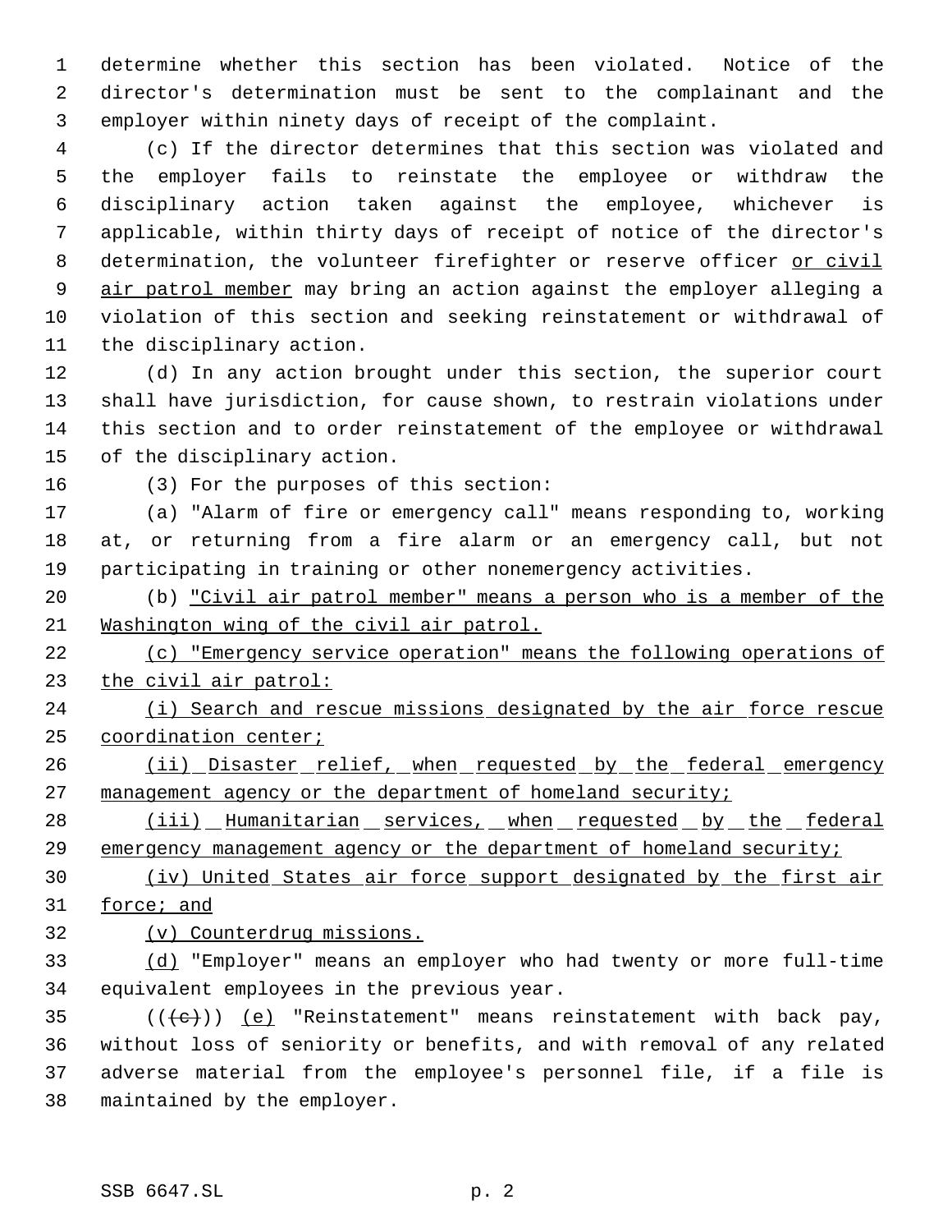determine whether this section has been violated. Notice of the director's determination must be sent to the complainant and the employer within ninety days of receipt of the complaint.

(c) If the director determines that this section was violated and the employer fails to reinstate the employee or withdraw the disciplinary action taken against the employee, whichever is applicable, within thirty days of receipt of notice of the director's determination, the volunteer firefighter or reserve officer or civil air patrol member may bring an action against the employer alleging a violation of this section and seeking reinstatement or withdrawal of the disciplinary action.

(d) In any action brought under this section, the superior court shall have jurisdiction, for cause shown, to restrain violations under this section and to order reinstatement of the employee or withdrawal of the disciplinary action.

(3) For the purposes of this section:

(a) "Alarm of fire or emergency call" means responding to, working at, or returning from a fire alarm or an emergency call, but not participating in training or other nonemergency activities.

(b) "Civil air patrol member" means a person who is a member of the Washington wing of the civil air patrol.

(c) "Emergency service operation" means the following operations of the civil air patrol:

(i) Search and rescue missions designated by the air force rescue coordination center;

(ii) Disaster relief, when requested by the federal emergency management agency or the department of homeland security;

(iii) Humanitarian services, when requested by the federal emergency management agency or the department of homeland security;

(iv) United States air force support designated by the first air force; and

(v) Counterdrug missions.

(d) "Employer" means an employer who had twenty or more full-time equivalent employees in the previous year.

(((c))) (e) "Reinstatement" means reinstatement with back pay, without loss of seniority or benefits, and with removal of any related adverse material from the employee's personnel file, if a file is maintained by the employer.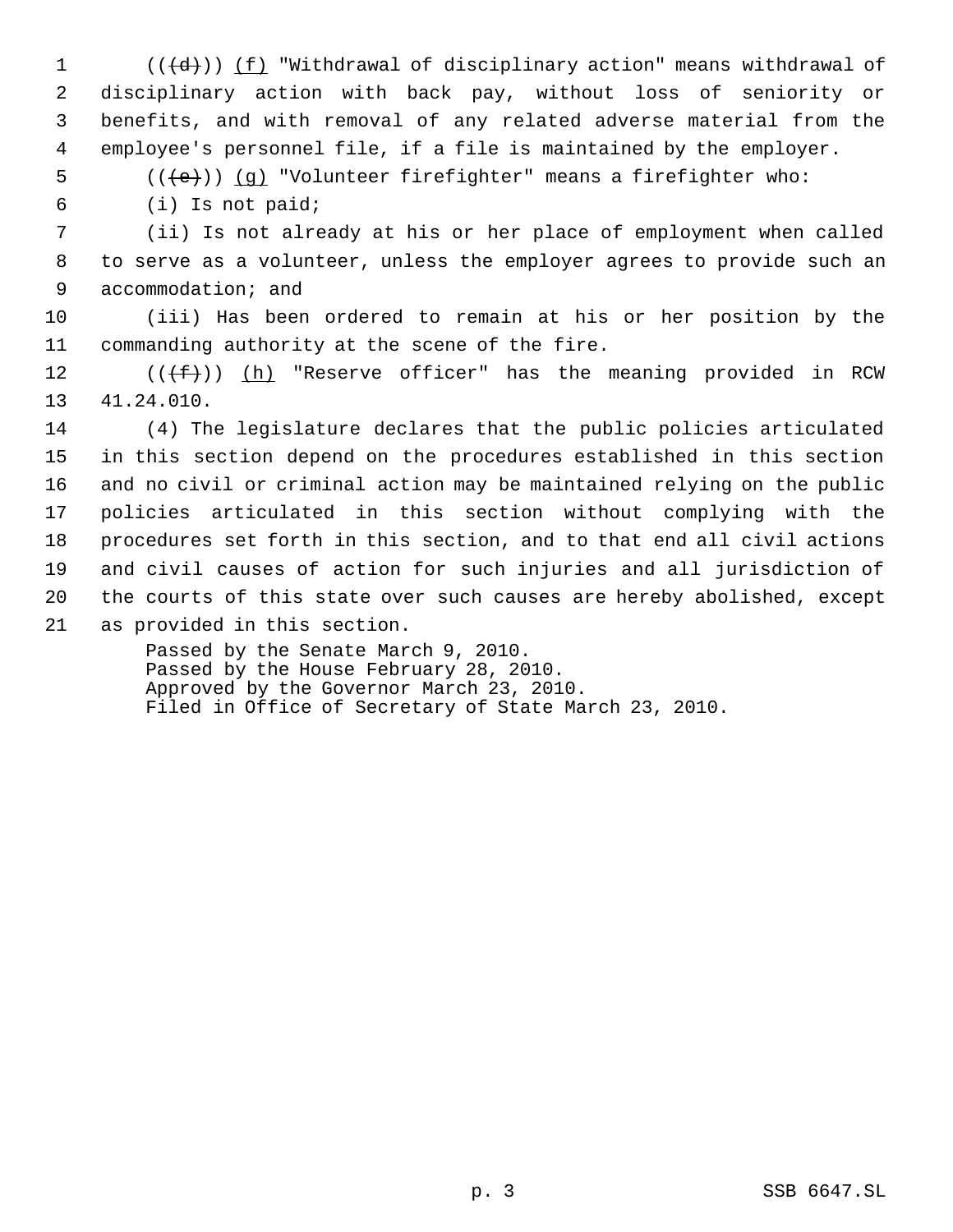(((d))) (f) "Withdrawal of disciplinary action" means withdrawal of disciplinary action with back pay, without loss of seniority or benefits, and with removal of any related adverse material from the employee's personnel file, if a file is maintained by the employer.

(((e))) (g) "Volunteer firefighter" means a firefighter who:

(i) Is not paid;

(ii) Is not already at his or her place of employment when called to serve as a volunteer, unless the employer agrees to provide such an accommodation; and

(iii) Has been ordered to remain at his or her position by the commanding authority at the scene of the fire.

(((f))) (h) "Reserve officer" has the meaning provided in RCW 41.24.010.

(4) The legislature declares that the public policies articulated in this section depend on the procedures established in this section and no civil or criminal action may be maintained relying on the public policies articulated in this section without complying with the procedures set forth in this section, and to that end all civil actions and civil causes of action for such injuries and all jurisdiction of the courts of this state over such causes are hereby abolished, except as provided in this section.

Passed by the Senate March 9, 2010.
Passed by the House February 28, 2010.
Approved by the Governor March 23, 2010.
Filed in Office of Secretary of State March 23, 2010.